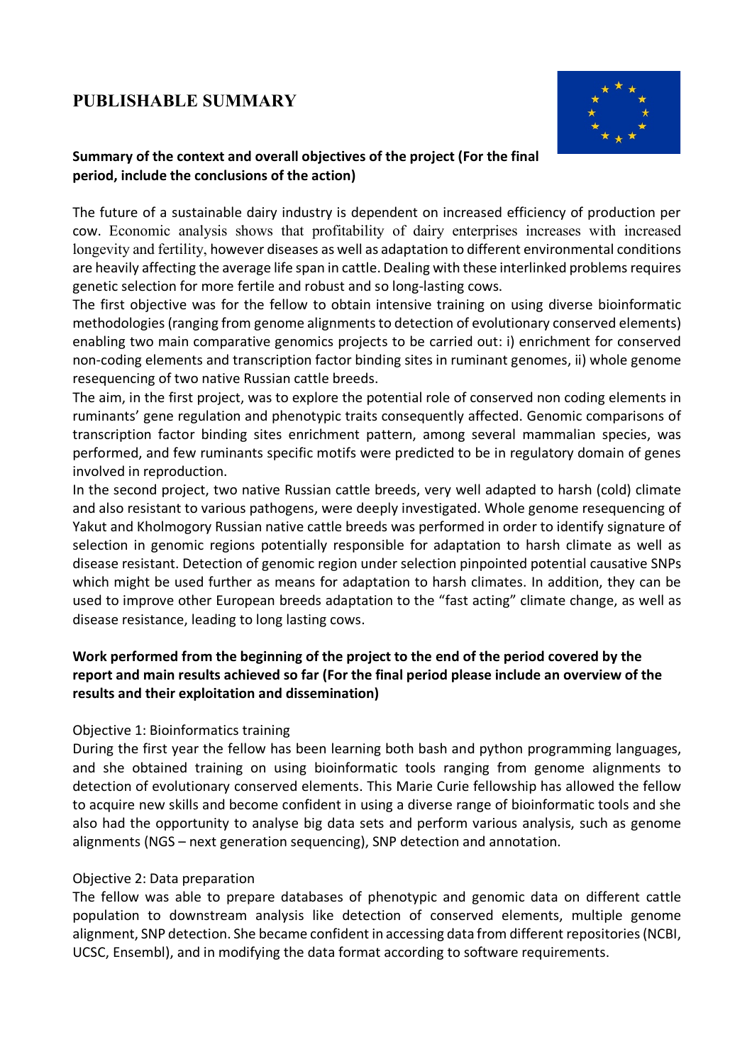# PUBLISHABLE SUMMARY

**Summary of the context and overall objectives of the project (For the final period, include the conclusions of the action)**

The future of a sustainable dairy industry is dependent on increased efficiency of production per cow. Economic analysis shows that profitability of dairy enterprises increases with increased longevity and fertility, however diseases as well as adaptation to different environmental conditions are heavily affecting the average life span in cattle. Dealing with these interlinked problems requires genetic selection for more fertile and robust and so long-lasting cows.

The first objective was for the fellow to obtain intensive training on using diverse bioinformatic methodologies (ranging from genome alignments to detection of evolutionary conserved elements) enabling two main comparative genomics projects to be carried out: i) enrichment for conserved non-coding elements and transcription factor binding sites in ruminant genomes, ii) whole genome resequencing of two native Russian cattle breeds.

The aim, in the first project, was to explore the potential role of conserved non coding elements in ruminants' gene regulation and phenotypic traits consequently affected. Genomic comparisons of transcription factor binding sites enrichment pattern, among several mammalian species, was performed, and few ruminants specific motifs were predicted to be in regulatory domain of genes involved in reproduction.

In the second project, two native Russian cattle breeds, very well adapted to harsh (cold) climate and also resistant to various pathogens, were deeply investigated. Whole genome resequencing of Yakut and Kholmogory Russian native cattle breeds was performed in order to identify signature of selection in genomic regions potentially responsible for adaptation to harsh climate as well as disease resistant. Detection of genomic region under selection pinpointed potential causative SNPs which might be used further as means for adaptation to harsh climates. In addition, they can be used to improve other European breeds adaptation to the "fast acting" climate change, as well as disease resistance, leading to long lasting cows.

**Work performed from the beginning of the project to the end of the period covered by the report and main results achieved so far (For the final period please include an overview of the results and their exploitation and dissemination)**

Objective 1: Bioinformatics training

During the first year the fellow has been learning both bash and python programming languages, and she obtained training on using bioinformatic tools ranging from genome alignments to detection of evolutionary conserved elements. This Marie Curie fellowship has allowed the fellow to acquire new skills and become confident in using a diverse range of bioinformatic tools and she also had the opportunity to analyse big data sets and perform various analysis, such as genome alignments (NGS – next generation sequencing), SNP detection and annotation.

Objective 2: Data preparation

The fellow was able to prepare databases of phenotypic and genomic data on different cattle population to downstream analysis like detection of conserved elements, multiple genome alignment, SNP detection. She became confident in accessing data from different repositories (NCBI, UCSC, Ensembl), and in modifying the data format according to software requirements.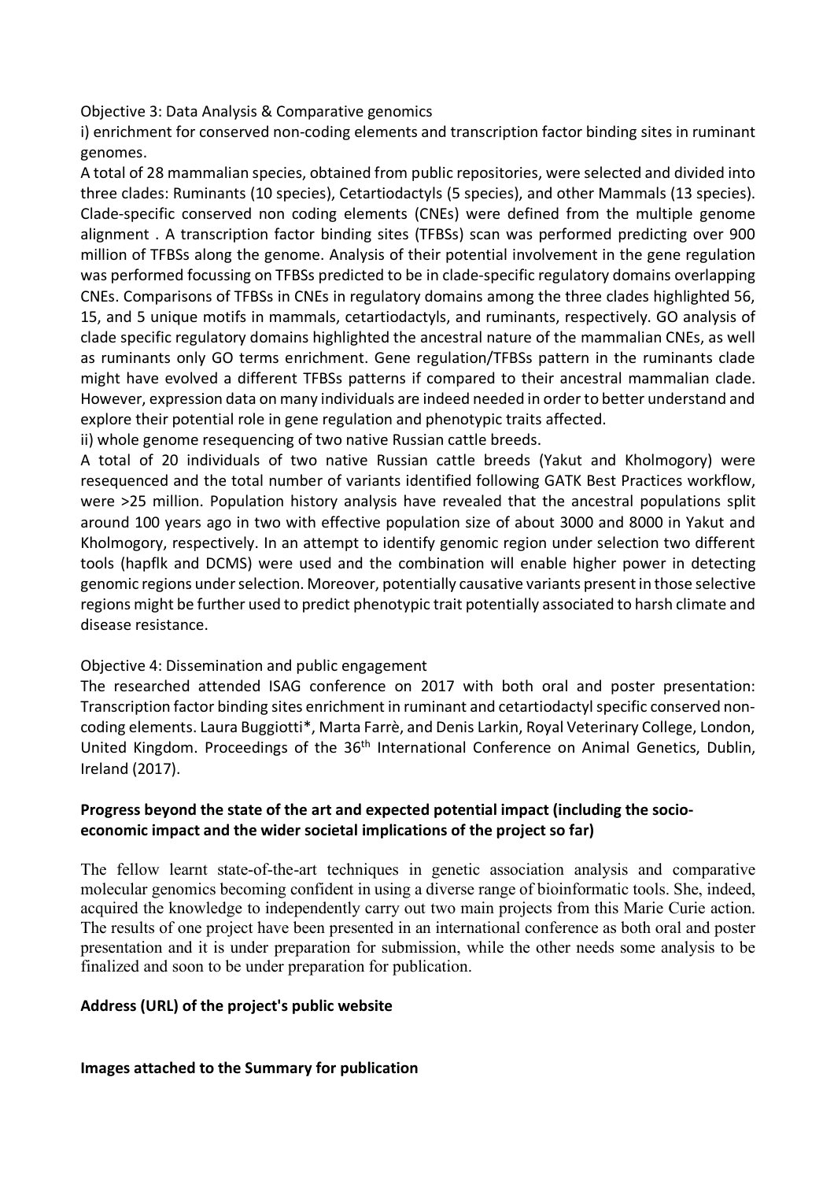Objective 3: Data Analysis & Comparative genomics

i) enrichment for conserved non-coding elements and transcription factor binding sites in ruminant genomes.

A total of 28 mammalian species, obtained from public repositories, were selected and divided into three clades: Ruminants (10 species), Cetartiodactyls (5 species), and other Mammals (13 species). Clade-specific conserved non coding elements (CNEs) were defined from the multiple genome alignment . A transcription factor binding sites (TFBSs) scan was performed predicting over 900 million of TFBSs along the genome. Analysis of their potential involvement in the gene regulation was performed focussing on TFBSs predicted to be in clade-specific regulatory domains overlapping CNEs. Comparisons of TFBSs in CNEs in regulatory domains among the three clades highlighted 56, 15, and 5 unique motifs in mammals, cetartiodactyls, and ruminants, respectively. GO analysis of clade specific regulatory domains highlighted the ancestral nature of the mammalian CNEs, as well as ruminants only GO terms enrichment. Gene regulation/TFBSs pattern in the ruminants clade might have evolved a different TFBSs patterns if compared to their ancestral mammalian clade. However, expression data on many individuals are indeed needed in order to better understand and explore their potential role in gene regulation and phenotypic traits affected.

ii) whole genome resequencing of two native Russian cattle breeds.

A total of 20 individuals of two native Russian cattle breeds (Yakut and Kholmogory) were resequenced and the total number of variants identified following GATK Best Practices workflow, were >25 million. Population history analysis have revealed that the ancestral populations split around 100 years ago in two with effective population size of about 3000 and 8000 in Yakut and Kholmogory, respectively. In an attempt to identify genomic region under selection two different tools (hapflk and DCMS) were used and the combination will enable higher power in detecting genomic regions under selection. Moreover, potentially causative variants present in those selective regions might be further used to predict phenotypic trait potentially associated to harsh climate and disease resistance.

Objective 4: Dissemination and public engagement

The researched attended ISAG conference on 2017 with both oral and poster presentation: Transcription factor binding sites enrichment in ruminant and cetartiodactyl specific conserved non-coding elements. Laura Buggiotti*, Marta Farrè, and Denis Larkin, Royal Veterinary College, London, United Kingdom. Proceedings of the 36th International Conference on Animal Genetics, Dublin, Ireland (2017).

**Progress beyond the state of the art and expected potential impact (including the socio-economic impact and the wider societal implications of the project so far)**

The fellow learnt state-of-the-art techniques in genetic association analysis and comparative molecular genomics becoming confident in using a diverse range of bioinformatic tools. She, indeed, acquired the knowledge to independently carry out two main projects from this Marie Curie action. The results of one project have been presented in an international conference as both oral and poster presentation and it is under preparation for submission, while the other needs some analysis to be finalized and soon to be under preparation for publication.

**Address (URL) of the project's public website**

**Images attached to the Summary for publication**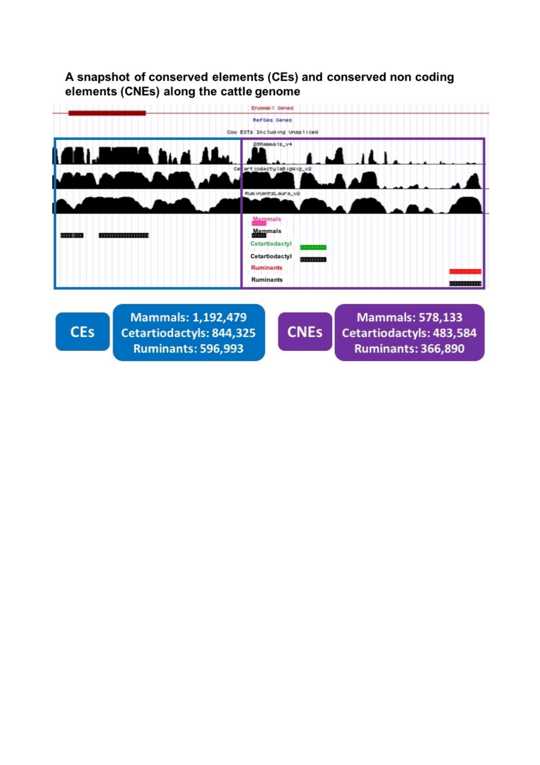A snapshot of conserved elements (CEs) and conserved non coding elements (CNEs) along the cattle genome

Ensembl Genes

RefSeq Genes

Cow ESTs Including Unspliced

28Mammals_v4

CetartiodactylaBigWig_v2

RuminantsLaura_v2

Mammals

Mammals

Cetartiodactyl

Cetartiodactyl

Ruminants

Ruminants

CEs

Mammals: 1,192,479
Cetartiodactyls: 844,325
Ruminants: 596,993

CNEs

Mammals: 578,133
Cetartiodactyls: 483,584
Ruminants: 366,890